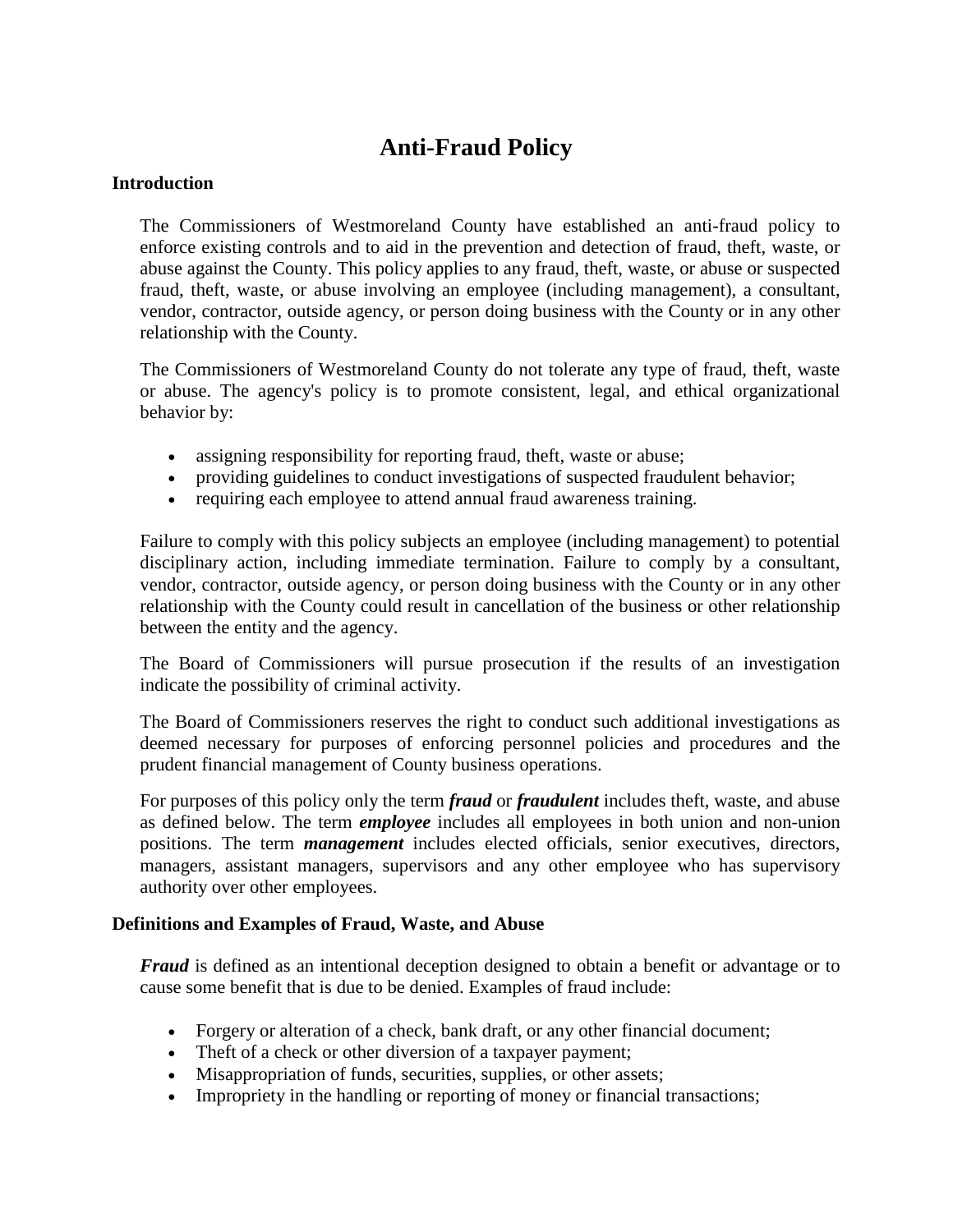# Anti-Fraud Policy

## Introduction

The Commissioners of Westmoreland County have established an anti-fraud policy to enforce existing controls and to aid in the prevention and detection of fraud, theft, waste, or abuse against the County. This policy applies to any fraud, theft, waste, or abuse or suspected fraud, theft, waste, or abuse involving an employee (including management), a consultant, vendor, contractor, outside agency, or person doing business with the County or in any other relationship with the County.

The Commissioners of Westmoreland County do not tolerate any type of fraud, theft, waste or abuse. The agency's policy is to promote consistent, legal, and ethical organizational behavior by:

- assigning responsibility for reporting fraud, theft, waste or abuse;
- providing guidelines to conduct investigations of suspected fraudulent behavior;
- requiring each employee to attend annual fraud awareness training.

Failure to comply with this policy subjects an employee (including management) to potential disciplinary action, including immediate termination. Failure to comply by a consultant, vendor, contractor, outside agency, or person doing business with the County or in any other relationship with the County could result in cancellation of the business or other relationship between the entity and the agency.

The Board of Commissioners will pursue prosecution if the results of an investigation indicate the possibility of criminal activity.

The Board of Commissioners reserves the right to conduct such additional investigations as deemed necessary for purposes of enforcing personnel policies and procedures and the prudent financial management of County business operations.

For purposes of this policy only the term ***fraud*** or ***fraudulent*** includes theft, waste, and abuse as defined below. The term ***employee*** includes all employees in both union and non-union positions. The term ***management*** includes elected officials, senior executives, directors, managers, assistant managers, supervisors and any other employee who has supervisory authority over other employees.

## Definitions and Examples of Fraud, Waste, and Abuse

***Fraud*** is defined as an intentional deception designed to obtain a benefit or advantage or to cause some benefit that is due to be denied. Examples of fraud include:

- Forgery or alteration of a check, bank draft, or any other financial document;
- Theft of a check or other diversion of a taxpayer payment;
- Misappropriation of funds, securities, supplies, or other assets;
- Impropriety in the handling or reporting of money or financial transactions;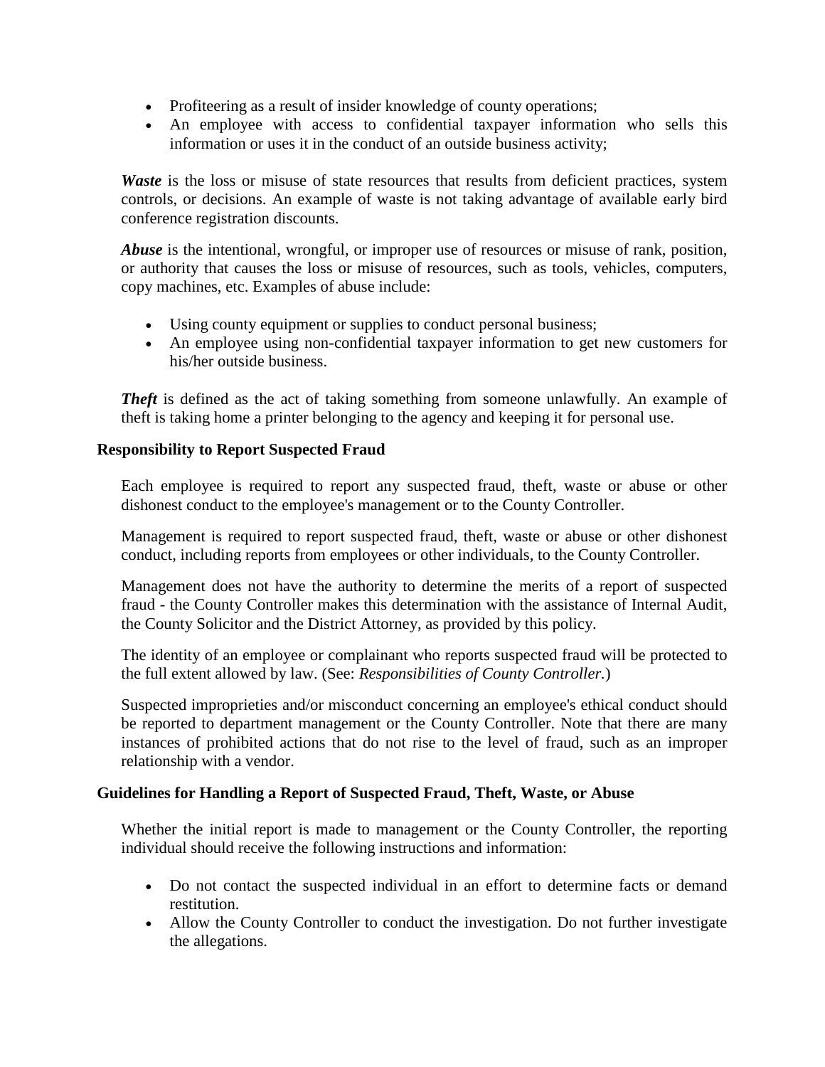- Profiteering as a result of insider knowledge of county operations;
- An employee with access to confidential taxpayer information who sells this information or uses it in the conduct of an outside business activity;

***Waste*** is the loss or misuse of state resources that results from deficient practices, system controls, or decisions. An example of waste is not taking advantage of available early bird conference registration discounts.

***Abuse*** is the intentional, wrongful, or improper use of resources or misuse of rank, position, or authority that causes the loss or misuse of resources, such as tools, vehicles, computers, copy machines, etc. Examples of abuse include:

- Using county equipment or supplies to conduct personal business;
- An employee using non-confidential taxpayer information to get new customers for his/her outside business.

***Theft*** is defined as the act of taking something from someone unlawfully. An example of theft is taking home a printer belonging to the agency and keeping it for personal use.

### Responsibility to Report Suspected Fraud

Each employee is required to report any suspected fraud, theft, waste or abuse or other dishonest conduct to the employee's management or to the County Controller.

Management is required to report suspected fraud, theft, waste or abuse or other dishonest conduct, including reports from employees or other individuals, to the County Controller.

Management does not have the authority to determine the merits of a report of suspected fraud - the County Controller makes this determination with the assistance of Internal Audit, the County Solicitor and the District Attorney, as provided by this policy.

The identity of an employee or complainant who reports suspected fraud will be protected to the full extent allowed by law. (See: *Responsibilities of County Controller.*)

Suspected improprieties and/or misconduct concerning an employee's ethical conduct should be reported to department management or the County Controller. Note that there are many instances of prohibited actions that do not rise to the level of fraud, such as an improper relationship with a vendor.

### Guidelines for Handling a Report of Suspected Fraud, Theft, Waste, or Abuse

Whether the initial report is made to management or the County Controller, the reporting individual should receive the following instructions and information:

- Do not contact the suspected individual in an effort to determine facts or demand restitution.
- Allow the County Controller to conduct the investigation. Do not further investigate the allegations.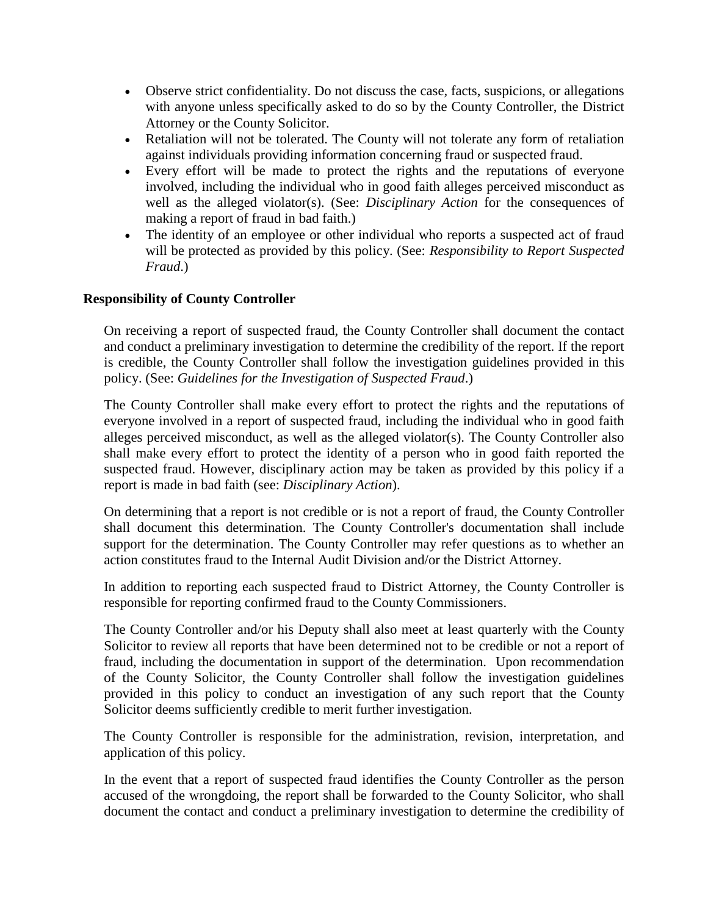- Observe strict confidentiality. Do not discuss the case, facts, suspicions, or allegations with anyone unless specifically asked to do so by the County Controller, the District Attorney or the County Solicitor.
- Retaliation will not be tolerated. The County will not tolerate any form of retaliation against individuals providing information concerning fraud or suspected fraud.
- Every effort will be made to protect the rights and the reputations of everyone involved, including the individual who in good faith alleges perceived misconduct as well as the alleged violator(s). (See: *Disciplinary Action* for the consequences of making a report of fraud in bad faith.)
- The identity of an employee or other individual who reports a suspected act of fraud will be protected as provided by this policy. (See: *Responsibility to Report Suspected Fraud*.)

**Responsibility of County Controller**

On receiving a report of suspected fraud, the County Controller shall document the contact and conduct a preliminary investigation to determine the credibility of the report. If the report is credible, the County Controller shall follow the investigation guidelines provided in this policy. (See: *Guidelines for the Investigation of Suspected Fraud*.)

The County Controller shall make every effort to protect the rights and the reputations of everyone involved in a report of suspected fraud, including the individual who in good faith alleges perceived misconduct, as well as the alleged violator(s). The County Controller also shall make every effort to protect the identity of a person who in good faith reported the suspected fraud. However, disciplinary action may be taken as provided by this policy if a report is made in bad faith (see: *Disciplinary Action*).

On determining that a report is not credible or is not a report of fraud, the County Controller shall document this determination. The County Controller's documentation shall include support for the determination. The County Controller may refer questions as to whether an action constitutes fraud to the Internal Audit Division and/or the District Attorney.

In addition to reporting each suspected fraud to District Attorney, the County Controller is responsible for reporting confirmed fraud to the County Commissioners.

The County Controller and/or his Deputy shall also meet at least quarterly with the County Solicitor to review all reports that have been determined not to be credible or not a report of fraud, including the documentation in support of the determination. Upon recommendation of the County Solicitor, the County Controller shall follow the investigation guidelines provided in this policy to conduct an investigation of any such report that the County Solicitor deems sufficiently credible to merit further investigation.

The County Controller is responsible for the administration, revision, interpretation, and application of this policy.

In the event that a report of suspected fraud identifies the County Controller as the person accused of the wrongdoing, the report shall be forwarded to the County Solicitor, who shall document the contact and conduct a preliminary investigation to determine the credibility of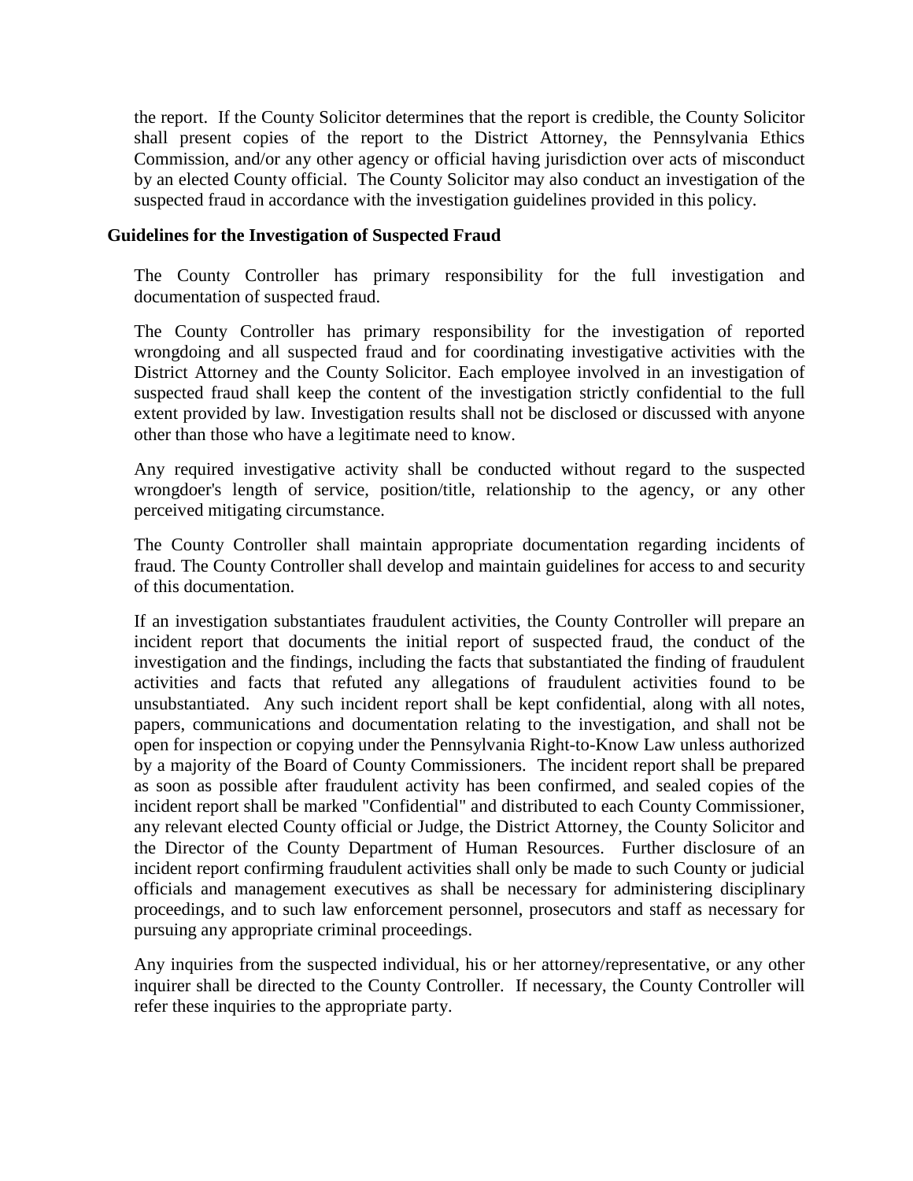the report. If the County Solicitor determines that the report is credible, the County Solicitor shall present copies of the report to the District Attorney, the Pennsylvania Ethics Commission, and/or any other agency or official having jurisdiction over acts of misconduct by an elected County official. The County Solicitor may also conduct an investigation of the suspected fraud in accordance with the investigation guidelines provided in this policy.

**Guidelines for the Investigation of Suspected Fraud**

The County Controller has primary responsibility for the full investigation and documentation of suspected fraud.

The County Controller has primary responsibility for the investigation of reported wrongdoing and all suspected fraud and for coordinating investigative activities with the District Attorney and the County Solicitor. Each employee involved in an investigation of suspected fraud shall keep the content of the investigation strictly confidential to the full extent provided by law. Investigation results shall not be disclosed or discussed with anyone other than those who have a legitimate need to know.

Any required investigative activity shall be conducted without regard to the suspected wrongdoer's length of service, position/title, relationship to the agency, or any other perceived mitigating circumstance.

The County Controller shall maintain appropriate documentation regarding incidents of fraud. The County Controller shall develop and maintain guidelines for access to and security of this documentation.

If an investigation substantiates fraudulent activities, the County Controller will prepare an incident report that documents the initial report of suspected fraud, the conduct of the investigation and the findings, including the facts that substantiated the finding of fraudulent activities and facts that refuted any allegations of fraudulent activities found to be unsubstantiated. Any such incident report shall be kept confidential, along with all notes, papers, communications and documentation relating to the investigation, and shall not be open for inspection or copying under the Pennsylvania Right-to-Know Law unless authorized by a majority of the Board of County Commissioners. The incident report shall be prepared as soon as possible after fraudulent activity has been confirmed, and sealed copies of the incident report shall be marked "Confidential" and distributed to each County Commissioner, any relevant elected County official or Judge, the District Attorney, the County Solicitor and the Director of the County Department of Human Resources. Further disclosure of an incident report confirming fraudulent activities shall only be made to such County or judicial officials and management executives as shall be necessary for administering disciplinary proceedings, and to such law enforcement personnel, prosecutors and staff as necessary for pursuing any appropriate criminal proceedings.

Any inquiries from the suspected individual, his or her attorney/representative, or any other inquirer shall be directed to the County Controller. If necessary, the County Controller will refer these inquiries to the appropriate party.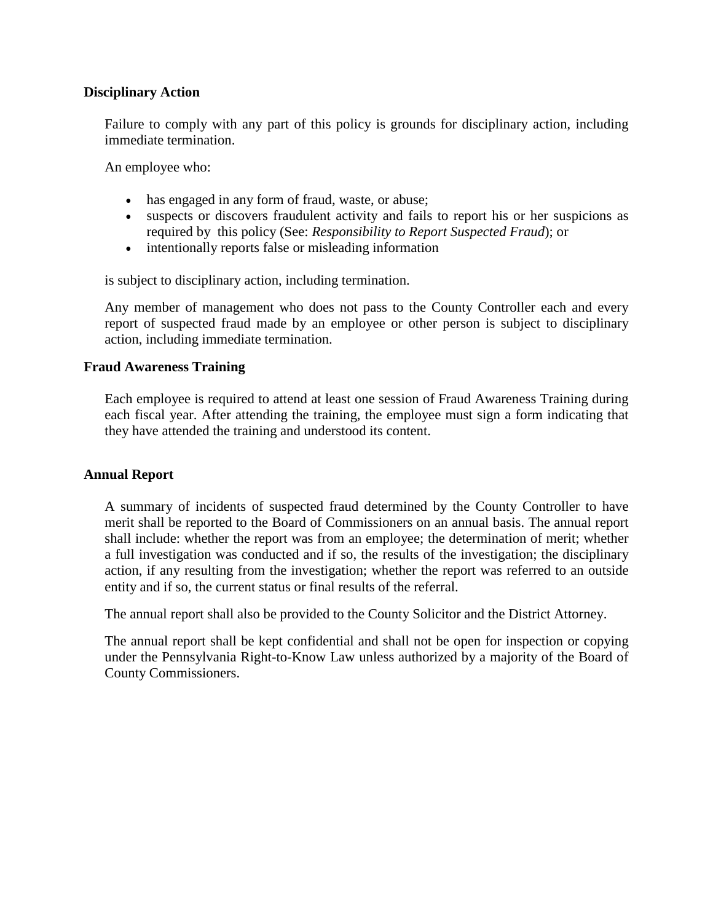**Disciplinary Action**

Failure to comply with any part of this policy is grounds for disciplinary action, including immediate termination.

An employee who:

- has engaged in any form of fraud, waste, or abuse;
- suspects or discovers fraudulent activity and fails to report his or her suspicions as required by this policy (See: *Responsibility to Report Suspected Fraud*); or
- intentionally reports false or misleading information

is subject to disciplinary action, including termination.

Any member of management who does not pass to the County Controller each and every report of suspected fraud made by an employee or other person is subject to disciplinary action, including immediate termination.

**Fraud Awareness Training**

Each employee is required to attend at least one session of Fraud Awareness Training during each fiscal year. After attending the training, the employee must sign a form indicating that they have attended the training and understood its content.

**Annual Report**

A summary of incidents of suspected fraud determined by the County Controller to have merit shall be reported to the Board of Commissioners on an annual basis. The annual report shall include: whether the report was from an employee; the determination of merit; whether a full investigation was conducted and if so, the results of the investigation; the disciplinary action, if any resulting from the investigation; whether the report was referred to an outside entity and if so, the current status or final results of the referral.

The annual report shall also be provided to the County Solicitor and the District Attorney.

The annual report shall be kept confidential and shall not be open for inspection or copying under the Pennsylvania Right-to-Know Law unless authorized by a majority of the Board of County Commissioners.